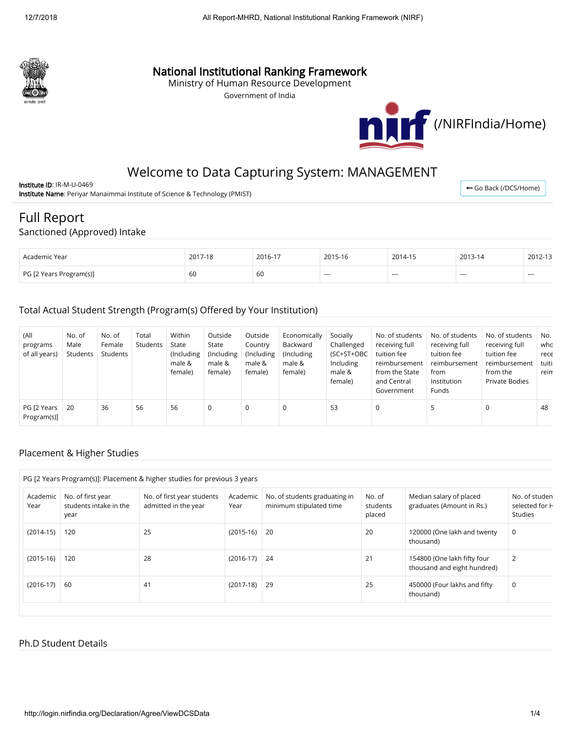# National Institutional Ranking Framework

Ministry of Human Resource Development

Government of India

(/NIRFIndia/Home)

## Welcome to Data Capturing System: MANAGEMENT

**Institute ID**: IR-M-U-0469

**Institute Name**: Periyar Manaimmai Institute of Science & Technology (PMIST)

Go Back (/DCS/Home)

# Full Report

## Sanctioned (Approved) Intake

| Academic Year | 2017-18 | 2016-17 | 2015-16 | 2014-15 | 2013-14 | 2012-13 |
|---|---|---|---|---|---|---|
| PG [2 Years Program(s)] | 60 | 60 | --- | --- | --- | --- |

## Total Actual Student Strength (Program(s) Offered by Your Institution)

| (All programs of all years) | No. of Male Students | No. of Female Students | Total Students | Within State (Including male & female) | Outside State (Including male & female) | Outside Country (Including male & female) | Economically Backward (Including male & female) | Socially Challenged (SC+ST+OBC Including male & female) | No. of students receiving full tuition fee reimbursement from the State and Central Government | No. of students receiving full tuition fee reimbursement from Institution Funds | No. of students receiving full tuition fee reimbursement from the Private Bodies | No. who rece tuiti reim |
|---|---|---|---|---|---|---|---|---|---|---|---|---|
| PG [2 Years Program(s)] | 20 | 36 | 56 | 56 | 0 | 0 | 0 | 53 | 0 | 5 | 0 | 48 |

## Placement & Higher Studies

PG [2 Years Program(s)]: Placement & higher studies for previous 3 years

| Academic Year | No. of first year students intake in the year | No. of first year students admitted in the year | Academic Year | No. of students graduating in minimum stipulated time | No. of students placed | Median salary of placed graduates (Amount in Rs.) | No. of studen selected for H Studies |
|---|---|---|---|---|---|---|---|
| (2014-15) | 120 | 25 | (2015-16) | 20 | 20 | 120000 (One lakh and twenty thousand) | 0 |
| (2015-16) | 120 | 28 | (2016-17) | 24 | 21 | 154800 (One lakh fifty four thousand and eight hundred) | 2 |
| (2016-17) | 60 | 41 | (2017-18) | 29 | 25 | 450000 (Four lakhs and fifty thousand) | 0 |

## Ph.D Student Details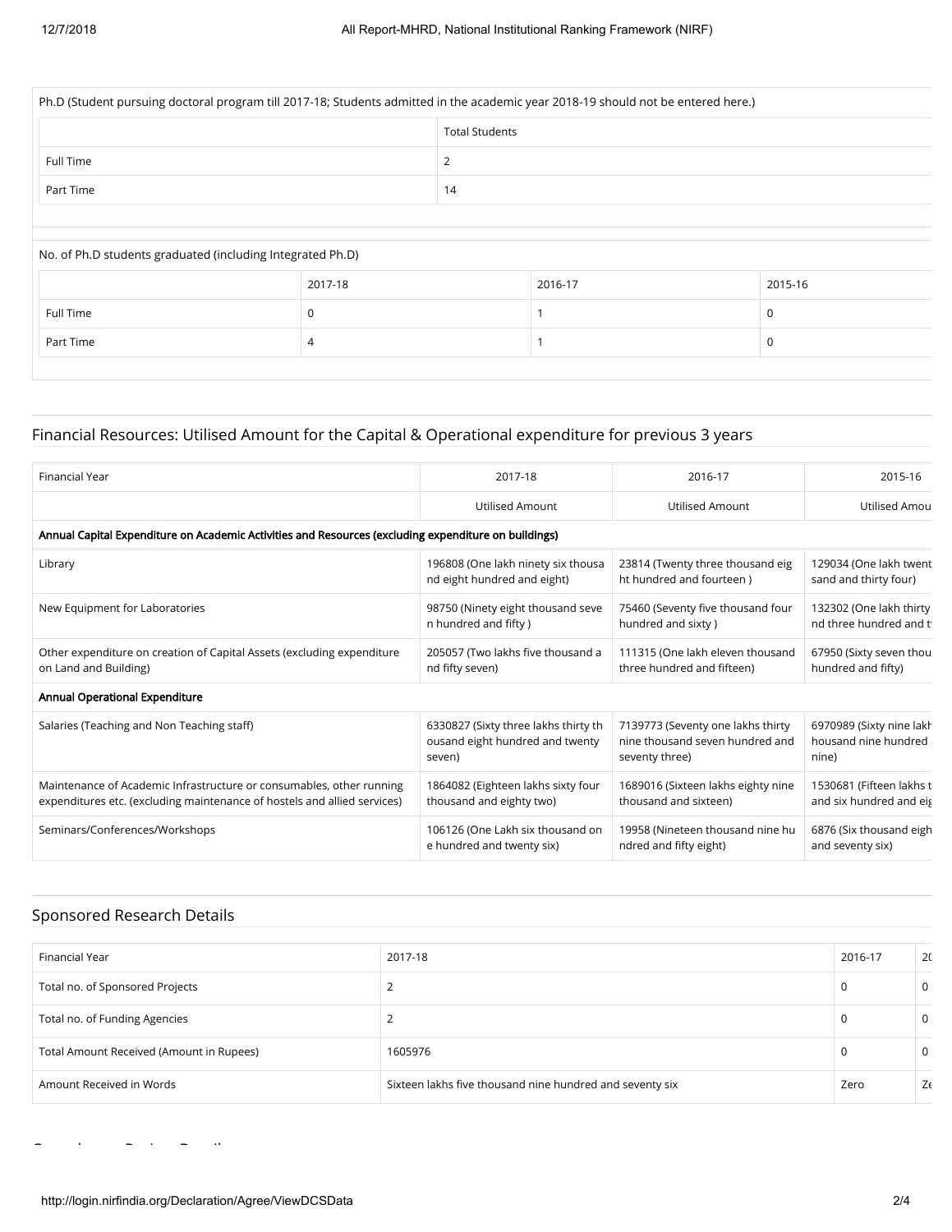| Ph.D (Student pursuing doctoral program till 2017-18; Students admitted in the academic year 2018-19 should not be entered here.) | |
|---|---|
| | Total Students |
| Full Time | 2 |
| Part Time | 14 |

| No. of Ph.D students graduated (including Integrated Ph.D) | | | |
|---|---|---|---|
| | 2017-18 | 2016-17 | 2015-16 |
| Full Time | 0 | 1 | 0 |
| Part Time | 4 | 1 | 0 |

## Financial Resources: Utilised Amount for the Capital & Operational expenditure for previous 3 years

| Financial Year | 2017-18 | 2016-17 | 2015-16 |
|---|---|---|---|
| | Utilised Amount | Utilised Amount | Utilised Amou |
| **Annual Capital Expenditure on Academic Activities and Resources (excluding expenditure on buildings)** | | | |
| Library | 196808 (One lakh ninety six thousand eight hundred and eight) | 23814 (Twenty three thousand eight hundred and fourteen ) | 129034 (One lakh twent sand and thirty four) |
| New Equipment for Laboratories | 98750 (Ninety eight thousand seven hundred and fifty ) | 75460 (Seventy five thousand four hundred and sixty ) | 132302 (One lakh thirty nd three hundred and t |
| Other expenditure on creation of Capital Assets (excluding expenditure on Land and Building) | 205057 (Two lakhs five thousand and fifty seven) | 111315 (One lakh eleven thousand three hundred and fifteen) | 67950 (Sixty seven thou hundred and fifty) |
| **Annual Operational Expenditure** | | | |
| Salaries (Teaching and Non Teaching staff) | 6330827 (Sixty three lakhs thirty thousand eight hundred and twenty seven) | 7139773 (Seventy one lakhs thirty nine thousand seven hundred and seventy three) | 6970989 (Sixty nine lakh housand nine hundred nine) |
| Maintenance of Academic Infrastructure or consumables, other running expenditures etc. (excluding maintenance of hostels and allied services) | 1864082 (Eighteen lakhs sixty four thousand and eighty two) | 1689016 (Sixteen lakhs eighty nine thousand and sixteen) | 1530681 (Fifteen lakhs t and six hundred and eig |
| Seminars/Conferences/Workshops | 106126 (One Lakh six thousand one hundred and twenty six) | 19958 (Nineteen thousand nine hundred and fifty eight) | 6876 (Six thousand eigh and seventy six) |

## Sponsored Research Details

| Financial Year | 2017-18 | 2016-17 | 2( |
|---|---|---|---|
| Total no. of Sponsored Projects | 2 | 0 | 0 |
| Total no. of Funding Agencies | 2 | 0 | 0 |
| Total Amount Received (Amount in Rupees) | 1605976 | 0 | 0 |
| Amount Received in Words | Sixteen lakhs five thousand nine hundred and seventy six | Zero | Ze |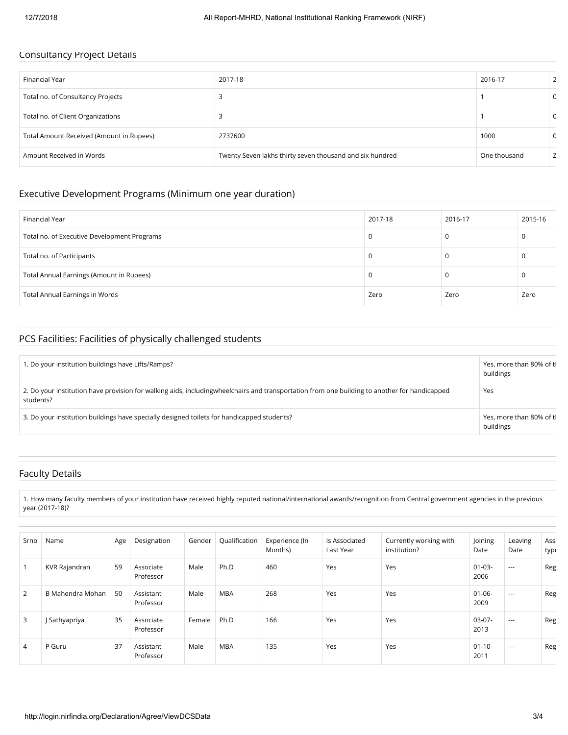## Consultancy Project Details

| Financial Year | 2017-18 | 2016-17 | 2 |
|---|---|---|---|
| Total no. of Consultancy Projects | 3 | 1 | 0 |
| Total no. of Client Organizations | 3 | 1 | 0 |
| Total Amount Received (Amount in Rupees) | 2737600 | 1000 | 0 |
| Amount Received in Words | Twenty Seven lakhs thirty seven thousand and six hundred | One thousand | Z |

## Executive Development Programs (Minimum one year duration)

| Financial Year | 2017-18 | 2016-17 | 2015-16 |
|---|---|---|---|
| Total no. of Executive Development Programs | 0 | 0 | 0 |
| Total no. of Participants | 0 | 0 | 0 |
| Total Annual Earnings (Amount in Rupees) | 0 | 0 | 0 |
| Total Annual Earnings in Words | Zero | Zero | Zero |

## PCS Facilities: Facilities of physically challenged students

| | |
|---|---|
| 1. Do your institution buildings have Lifts/Ramps? | Yes, more than 80% of t buildings |
| 2. Do your institution have provision for walking aids, includingwheelchairs and transportation from one building to another for handicapped students? | Yes |
| 3. Do your institution buildings have specially designed toilets for handicapped students? | Yes, more than 80% of t buildings |

## Faculty Details

1. How many faculty members of your institution have received highly reputed national/international awards/recognition from Central government agencies in the previous year (2017-18)?

| Srno | Name | Age | Designation | Gender | Qualification | Experience (In Months) | Is Associated Last Year | Currently working with institution? | Joining Date | Leaving Date | Ass typ |
|---|---|---|---|---|---|---|---|---|---|---|---|
| 1 | KVR Rajandran | 59 | Associate Professor | Male | Ph.D | 460 | Yes | Yes | 01-03-2006 | --- | Reg |
| 2 | B Mahendra Mohan | 50 | Assistant Professor | Male | MBA | 268 | Yes | Yes | 01-06-2009 | --- | Reg |
| 3 | J Sathyapriya | 35 | Associate Professor | Female | Ph.D | 166 | Yes | Yes | 03-07-2013 | --- | Reg |
| 4 | P Guru | 37 | Assistant Professor | Male | MBA | 135 | Yes | Yes | 01-10-2011 | --- | Reg |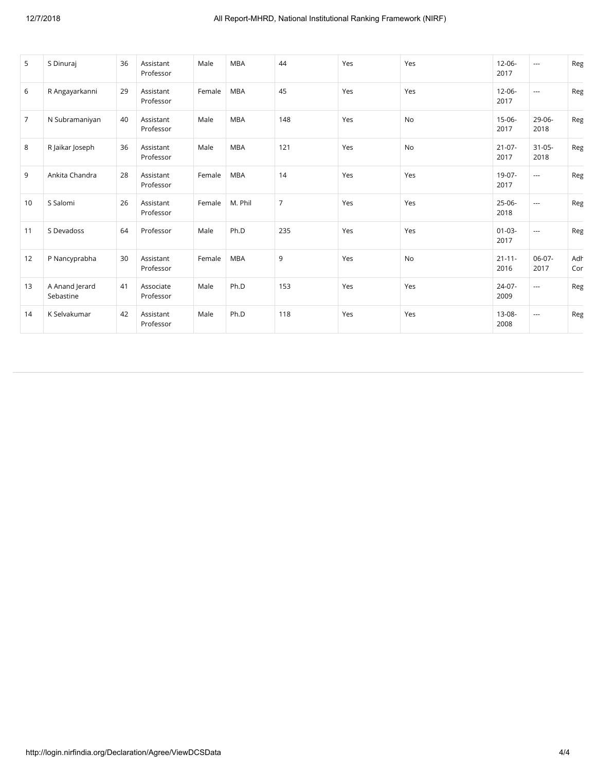| | | | | | | | | | | | |
|---|---|---|---|---|---|---|---|---|---|---|---|
| 5 | S Dinuraj | 36 | Assistant Professor | Male | MBA | 44 | Yes | Yes | 12-06-2017 | --- | Reg |
| 6 | R Angayarkanni | 29 | Assistant Professor | Female | MBA | 45 | Yes | Yes | 12-06-2017 | --- | Reg |
| 7 | N Subramaniyan | 40 | Assistant Professor | Male | MBA | 148 | Yes | No | 15-06-2017 | 29-06-2018 | Reg |
| 8 | R Jaikar Joseph | 36 | Assistant Professor | Male | MBA | 121 | Yes | No | 21-07-2017 | 31-05-2018 | Reg |
| 9 | Ankita Chandra | 28 | Assistant Professor | Female | MBA | 14 | Yes | Yes | 19-07-2017 | --- | Reg |
| 10 | S Salomi | 26 | Assistant Professor | Female | M. Phil | 7 | Yes | Yes | 25-06-2018 | --- | Reg |
| 11 | S Devadoss | 64 | Professor | Male | Ph.D | 235 | Yes | Yes | 01-03-2017 | --- | Reg |
| 12 | P Nancyprabha | 30 | Assistant Professor | Female | MBA | 9 | Yes | No | 21-11-2016 | 06-07-2017 | Adh Cor |
| 13 | A Anand Jerard Sebastine | 41 | Associate Professor | Male | Ph.D | 153 | Yes | Yes | 24-07-2009 | --- | Reg |
| 14 | K Selvakumar | 42 | Assistant Professor | Male | Ph.D | 118 | Yes | Yes | 13-08-2008 | --- | Reg |